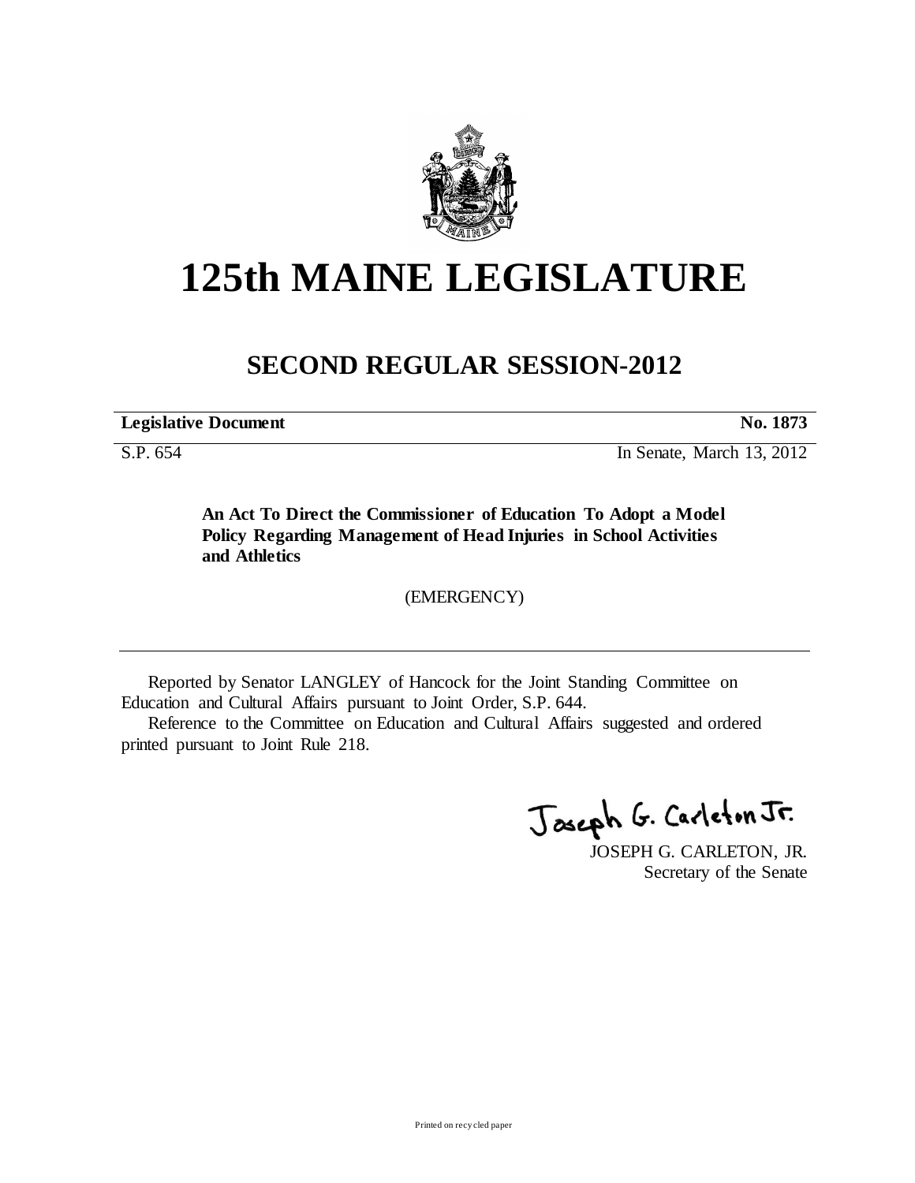# 125th MAINE LEGISLATURE

## SECOND REGULAR SESSION-2012

| **Legislative Document** | **No. 1873** |
| --- | --- |
| S.P. 654 | In Senate, March 13, 2012 |

**An Act To Direct the Commissioner of Education To Adopt a Model Policy Regarding Management of Head Injuries in School Activities and Athletics**

(EMERGENCY)

Reported by Senator LANGLEY of Hancock for the Joint Standing Committee on Education and Cultural Affairs pursuant to Joint Order, S.P. 644.

Reference to the Committee on Education and Cultural Affairs suggested and ordered printed pursuant to Joint Rule 218.

JOSEPH G. CARLETON, JR.
Secretary of the Senate

Printed on recycled paper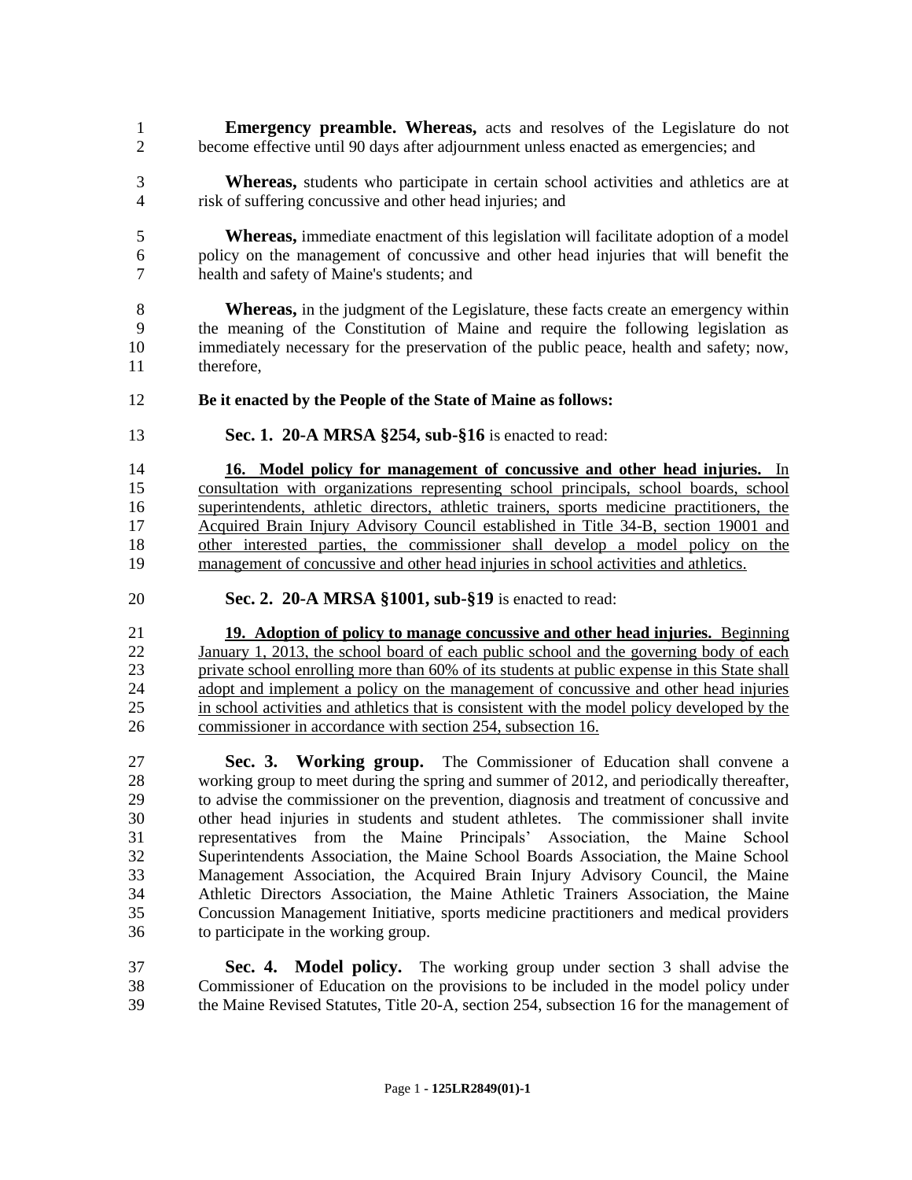**Emergency preamble. Whereas,** acts and resolves of the Legislature do not become effective until 90 days after adjournment unless enacted as emergencies; and

**Whereas,** students who participate in certain school activities and athletics are at risk of suffering concussive and other head injuries; and

**Whereas,** immediate enactment of this legislation will facilitate adoption of a model policy on the management of concussive and other head injuries that will benefit the health and safety of Maine's students; and

**Whereas,** in the judgment of the Legislature, these facts create an emergency within the meaning of the Constitution of Maine and require the following legislation as immediately necessary for the preservation of the public peace, health and safety; now, therefore,

**Be it enacted by the People of the State of Maine as follows:**

**Sec. 1. 20-A MRSA §254, sub-§16** is enacted to read:

**16. Model policy for management of concussive and other head injuries.** In consultation with organizations representing school principals, school boards, school superintendents, athletic directors, athletic trainers, sports medicine practitioners, the Acquired Brain Injury Advisory Council established in Title 34-B, section 19001 and other interested parties, the commissioner shall develop a model policy on the management of concussive and other head injuries in school activities and athletics.

**Sec. 2. 20-A MRSA §1001, sub-§19** is enacted to read:

**19. Adoption of policy to manage concussive and other head injuries.** Beginning January 1, 2013, the school board of each public school and the governing body of each private school enrolling more than 60% of its students at public expense in this State shall adopt and implement a policy on the management of concussive and other head injuries in school activities and athletics that is consistent with the model policy developed by the commissioner in accordance with section 254, subsection 16.

**Sec. 3. Working group.** The Commissioner of Education shall convene a working group to meet during the spring and summer of 2012, and periodically thereafter, to advise the commissioner on the prevention, diagnosis and treatment of concussive and other head injuries in students and student athletes. The commissioner shall invite representatives from the Maine Principals' Association, the Maine School Superintendents Association, the Maine School Boards Association, the Maine School Management Association, the Acquired Brain Injury Advisory Council, the Maine Athletic Directors Association, the Maine Athletic Trainers Association, the Maine Concussion Management Initiative, sports medicine practitioners and medical providers to participate in the working group.

**Sec. 4. Model policy.** The working group under section 3 shall advise the Commissioner of Education on the provisions to be included in the model policy under the Maine Revised Statutes, Title 20-A, section 254, subsection 16 for the management of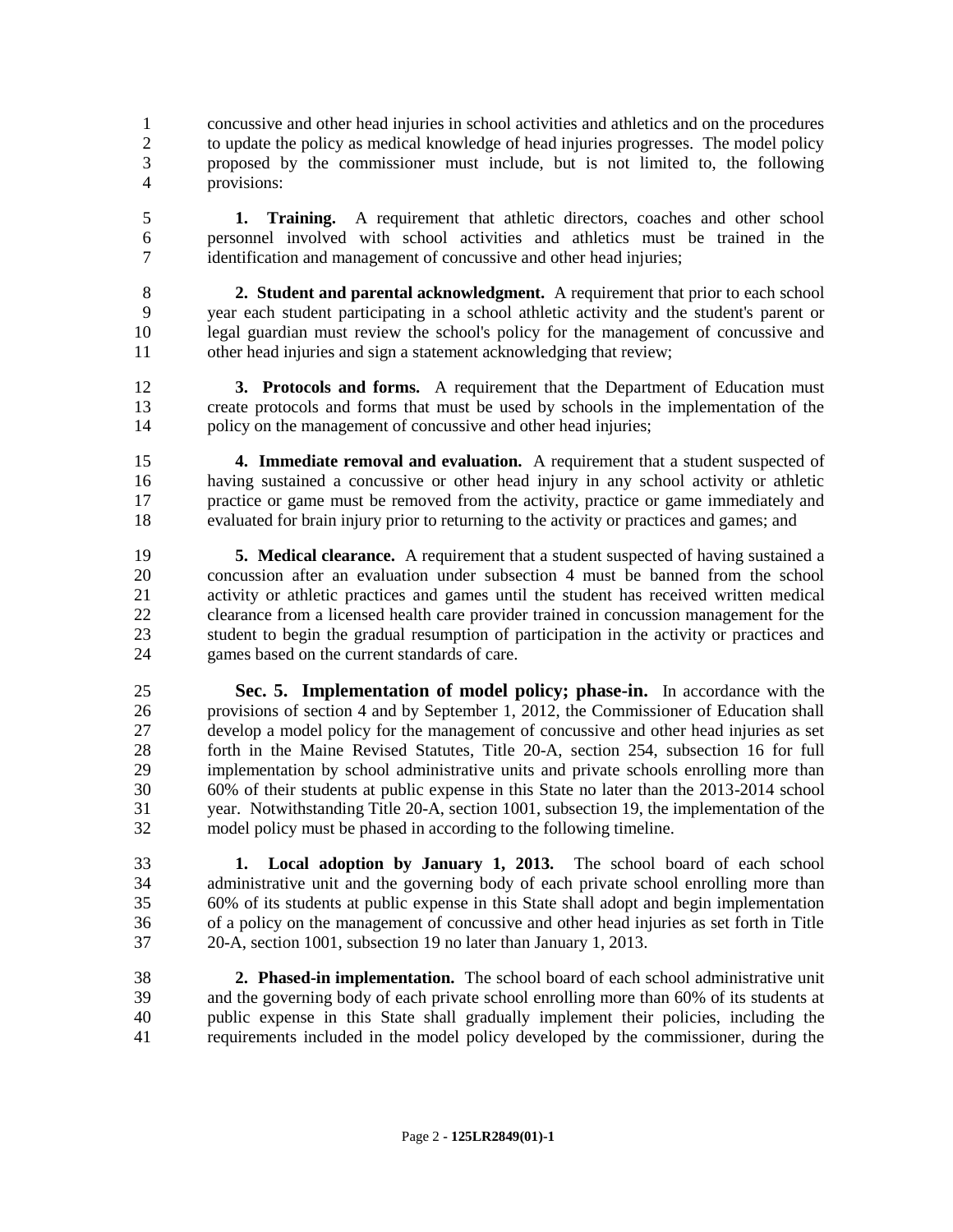concussive and other head injuries in school activities and athletics and on the procedures to update the policy as medical knowledge of head injuries progresses. The model policy proposed by the commissioner must include, but is not limited to, the following provisions:

**1. Training.** A requirement that athletic directors, coaches and other school personnel involved with school activities and athletics must be trained in the identification and management of concussive and other head injuries;

**2. Student and parental acknowledgment.** A requirement that prior to each school year each student participating in a school athletic activity and the student's parent or legal guardian must review the school's policy for the management of concussive and other head injuries and sign a statement acknowledging that review;

**3. Protocols and forms.** A requirement that the Department of Education must create protocols and forms that must be used by schools in the implementation of the policy on the management of concussive and other head injuries;

**4. Immediate removal and evaluation.** A requirement that a student suspected of having sustained a concussive or other head injury in any school activity or athletic practice or game must be removed from the activity, practice or game immediately and evaluated for brain injury prior to returning to the activity or practices and games; and

**5. Medical clearance.** A requirement that a student suspected of having sustained a concussion after an evaluation under subsection 4 must be banned from the school activity or athletic practices and games until the student has received written medical clearance from a licensed health care provider trained in concussion management for the student to begin the gradual resumption of participation in the activity or practices and games based on the current standards of care.

**Sec. 5. Implementation of model policy; phase-in.** In accordance with the provisions of section 4 and by September 1, 2012, the Commissioner of Education shall develop a model policy for the management of concussive and other head injuries as set forth in the Maine Revised Statutes, Title 20-A, section 254, subsection 16 for full implementation by school administrative units and private schools enrolling more than 60% of their students at public expense in this State no later than the 2013-2014 school year. Notwithstanding Title 20-A, section 1001, subsection 19, the implementation of the model policy must be phased in according to the following timeline.

**1. Local adoption by January 1, 2013.** The school board of each school administrative unit and the governing body of each private school enrolling more than 60% of its students at public expense in this State shall adopt and begin implementation of a policy on the management of concussive and other head injuries as set forth in Title 20-A, section 1001, subsection 19 no later than January 1, 2013.

**2. Phased-in implementation.** The school board of each school administrative unit and the governing body of each private school enrolling more than 60% of its students at public expense in this State shall gradually implement their policies, including the requirements included in the model policy developed by the commissioner, during the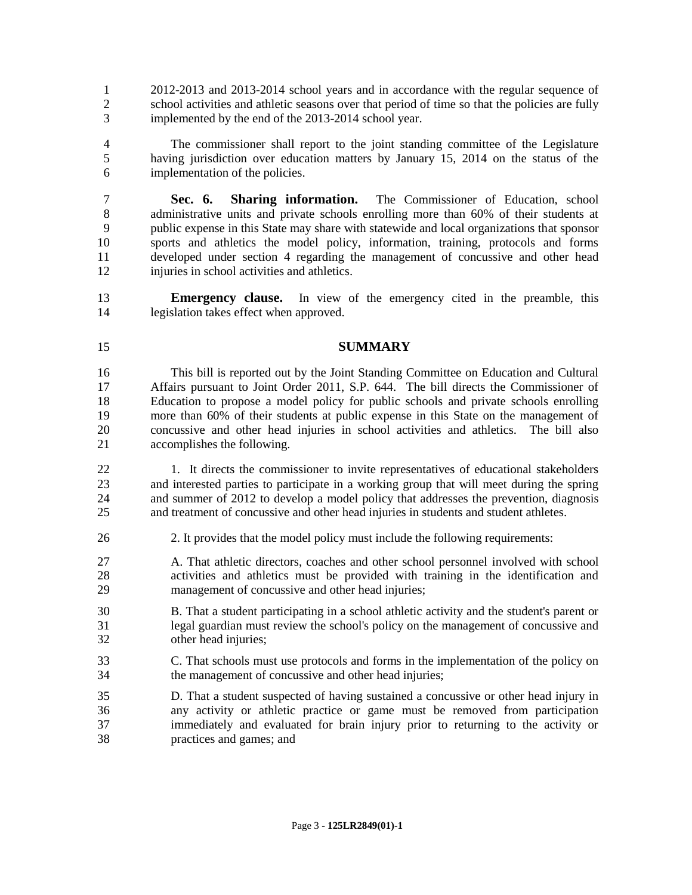2012-2013 and 2013-2014 school years and in accordance with the regular sequence of school activities and athletic seasons over that period of time so that the policies are fully implemented by the end of the 2013-2014 school year.

The commissioner shall report to the joint standing committee of the Legislature having jurisdiction over education matters by January 15, 2014 on the status of the implementation of the policies.

**Sec. 6. Sharing information.** The Commissioner of Education, school administrative units and private schools enrolling more than 60% of their students at public expense in this State may share with statewide and local organizations that sponsor sports and athletics the model policy, information, training, protocols and forms developed under section 4 regarding the management of concussive and other head injuries in school activities and athletics.

**Emergency clause.** In view of the emergency cited in the preamble, this legislation takes effect when approved.

## SUMMARY

This bill is reported out by the Joint Standing Committee on Education and Cultural Affairs pursuant to Joint Order 2011, S.P. 644. The bill directs the Commissioner of Education to propose a model policy for public schools and private schools enrolling more than 60% of their students at public expense in this State on the management of concussive and other head injuries in school activities and athletics. The bill also accomplishes the following.

1. It directs the commissioner to invite representatives of educational stakeholders and interested parties to participate in a working group that will meet during the spring and summer of 2012 to develop a model policy that addresses the prevention, diagnosis and treatment of concussive and other head injuries in students and student athletes.

2. It provides that the model policy must include the following requirements:

A. That athletic directors, coaches and other school personnel involved with school activities and athletics must be provided with training in the identification and management of concussive and other head injuries;

B. That a student participating in a school athletic activity and the student's parent or legal guardian must review the school's policy on the management of concussive and other head injuries;

C. That schools must use protocols and forms in the implementation of the policy on the management of concussive and other head injuries;

D. That a student suspected of having sustained a concussive or other head injury in any activity or athletic practice or game must be removed from participation immediately and evaluated for brain injury prior to returning to the activity or practices and games; and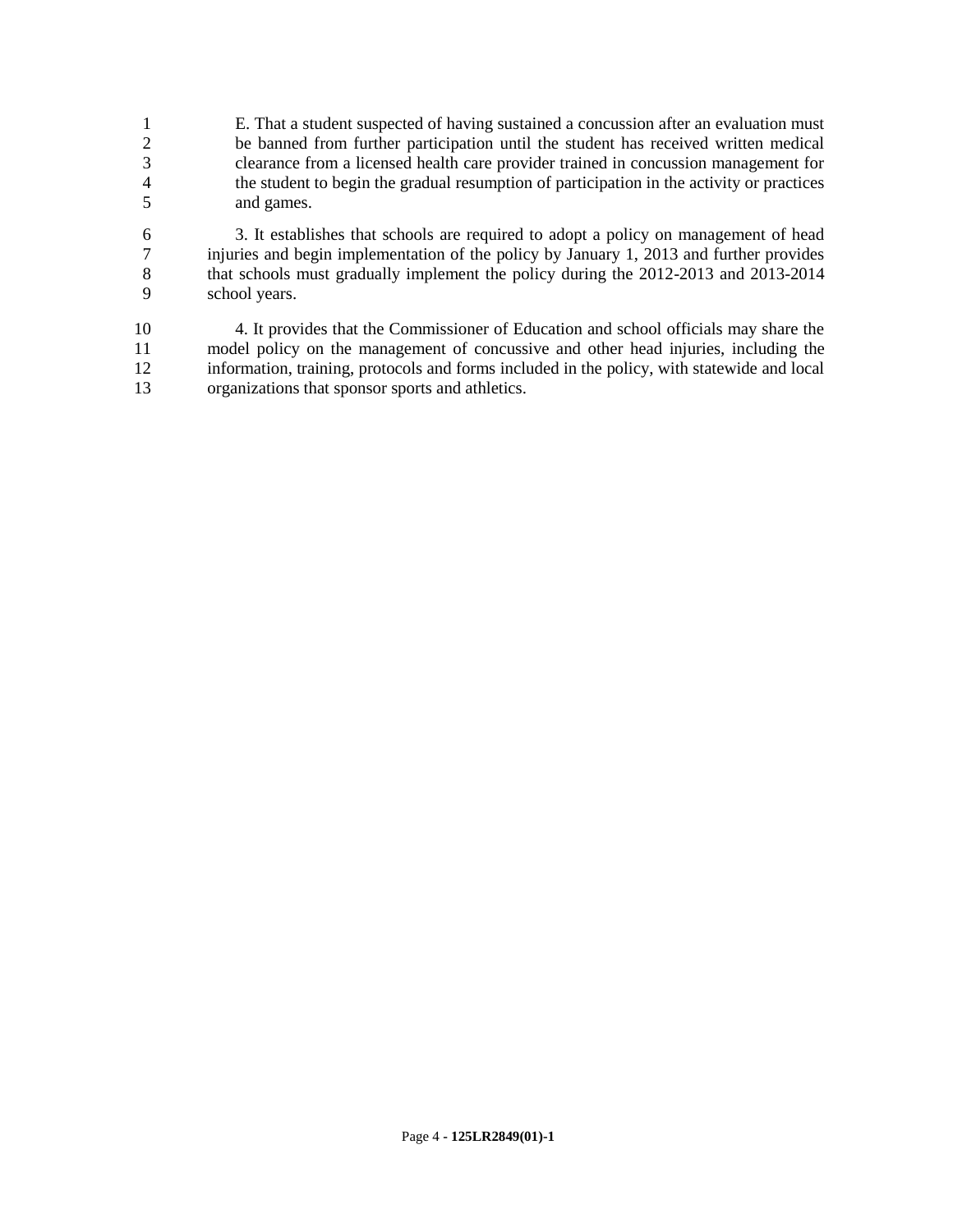E. That a student suspected of having sustained a concussion after an evaluation must be banned from further participation until the student has received written medical clearance from a licensed health care provider trained in concussion management for the student to begin the gradual resumption of participation in the activity or practices and games.

3. It establishes that schools are required to adopt a policy on management of head injuries and begin implementation of the policy by January 1, 2013 and further provides that schools must gradually implement the policy during the 2012-2013 and 2013-2014 school years.

4. It provides that the Commissioner of Education and school officials may share the model policy on the management of concussive and other head injuries, including the information, training, protocols and forms included in the policy, with statewide and local organizations that sponsor sports and athletics.